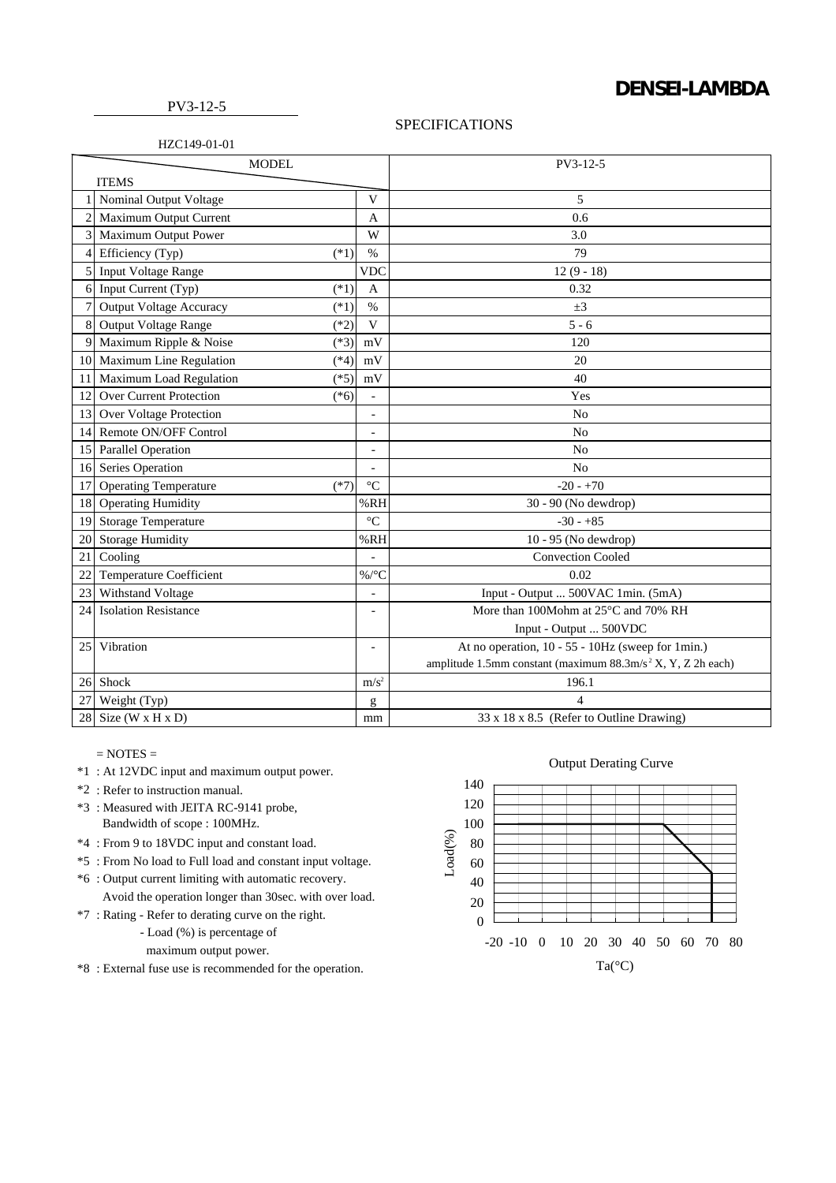**DENSEI-LAMBDA**

PV3-12-5

## SPECIFICATIONS

HZC149-01-01

| | ITEMS / MODEL | | | PV3-12-5 |
|---|---|---|---|---|
| 1 | Nominal Output Voltage | | V | 5 |
| 2 | Maximum Output Current | | A | 0.6 |
| 3 | Maximum Output Power | | W | 3.0 |
| 4 | Efficiency (Typ) | (*1) | % | 79 |
| 5 | Input Voltage Range | | VDC | 12 (9 - 18) |
| 6 | Input Current (Typ) | (*1) | A | 0.32 |
| 7 | Output Voltage Accuracy | (*1) | % | ±3 |
| 8 | Output Voltage Range | (*2) | V | 5 - 6 |
| 9 | Maximum Ripple & Noise | (*3) | mV | 120 |
| 10 | Maximum Line Regulation | (*4) | mV | 20 |
| 11 | Maximum Load Regulation | (*5) | mV | 40 |
| 12 | Over Current Protection | (*6) | - | Yes |
| 13 | Over Voltage Protection | | - | No |
| 14 | Remote ON/OFF Control | | - | No |
| 15 | Parallel Operation | | - | No |
| 16 | Series Operation | | - | No |
| 17 | Operating Temperature | (*7) | °C | -20 - +70 |
| 18 | Operating Humidity | | %RH | 30 - 90 (No dewdrop) |
| 19 | Storage Temperature | | °C | -30 - +85 |
| 20 | Storage Humidity | | %RH | 10 - 95 (No dewdrop) |
| 21 | Cooling | | - | Convection Cooled |
| 22 | Temperature Coefficient | | %/°C | 0.02 |
| 23 | Withstand Voltage | | - | Input - Output ... 500VAC 1min. (5mA) |
| 24 | Isolation Resistance | | - | More than 100Mohm at 25°C and 70% RH<br>Input - Output ... 500VDC |
| 25 | Vibration | | - | At no operation, 10 - 55 - 10Hz (sweep for 1min.)<br>amplitude 1.5mm constant (maximum 88.3m/s² X, Y, Z 2h each) |
| 26 | Shock | | m/s² | 196.1 |
| 27 | Weight (Typ) | | g | 4 |
| 28 | Size (W x H x D) | | mm | 33 x 18 x 8.5 (Refer to Outline Drawing) |

= NOTES =

*1 : At 12VDC input and maximum output power.
*2 : Refer to instruction manual.
*3 : Measured with JEITA RC-9141 probe,
 Bandwidth of scope : 100MHz.
*4 : From 9 to 18VDC input and constant load.
*5 : From No load to Full load and constant input voltage.
*6 : Output current limiting with automatic recovery.
 Avoid the operation longer than 30sec. with over load.
*7 : Rating - Refer to derating curve on the right.
 - Load (%) is percentage of
 maximum output power.
*8 : External fuse use is recommended for the operation.

Output Derating Curve

Load(%): 0, 20, 40, 60, 80, 100, 120, 140

Ta(°C): -20, -10, 0, 10, 20, 30, 40, 50, 60, 70, 80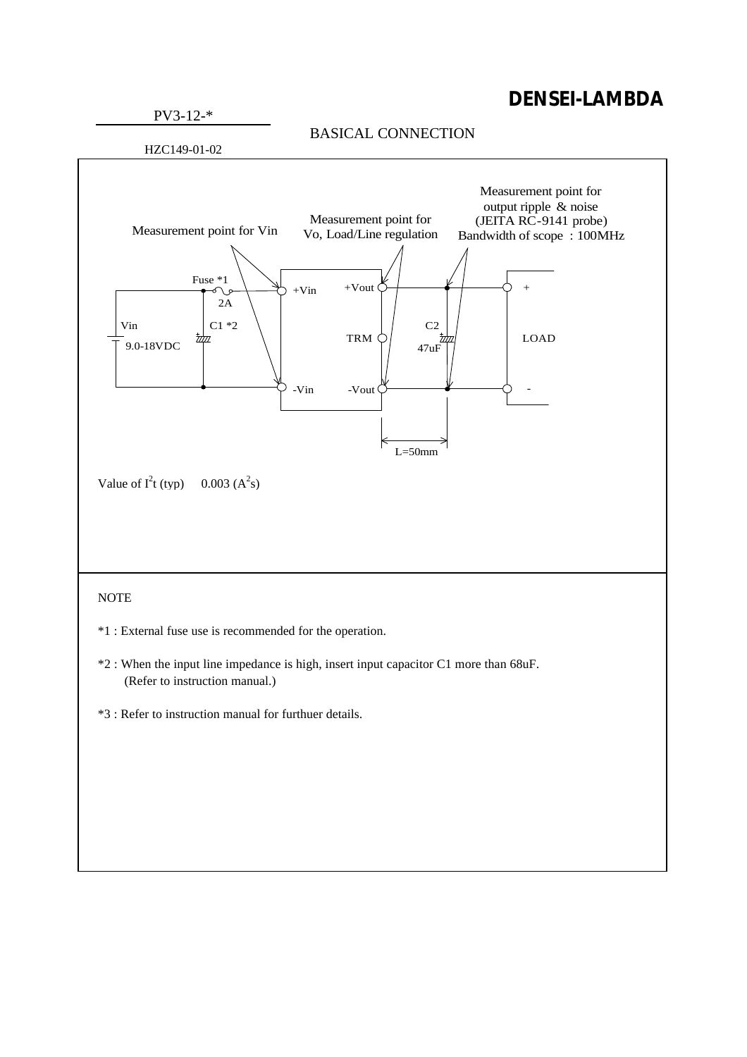**DENSEI-LAMBDA**

PV3-12-*

HZC149-01-02

## BASICAL CONNECTION

Measurement point for Vin

Measurement point for Vo, Load/Line regulation

Measurement point for output ripple & noise (JEITA RC-9141 probe) Bandwidth of scope : 100MHz

Fuse *1

2A

Vin

9.0-18VDC

C1 *2

+Vin

-Vin

+Vout

TRM

-Vout

C2

47uF

LOAD

+

-

L=50mm

Value of $I^2t$ (typ) 0.003 ($A^2s$)

NOTE

*1 : External fuse use is recommended for the operation.

*2 : When the input line impedance is high, insert input capacitor C1 more than 68uF. (Refer to instruction manual.)

*3 : Refer to instruction manual for furthuer details.